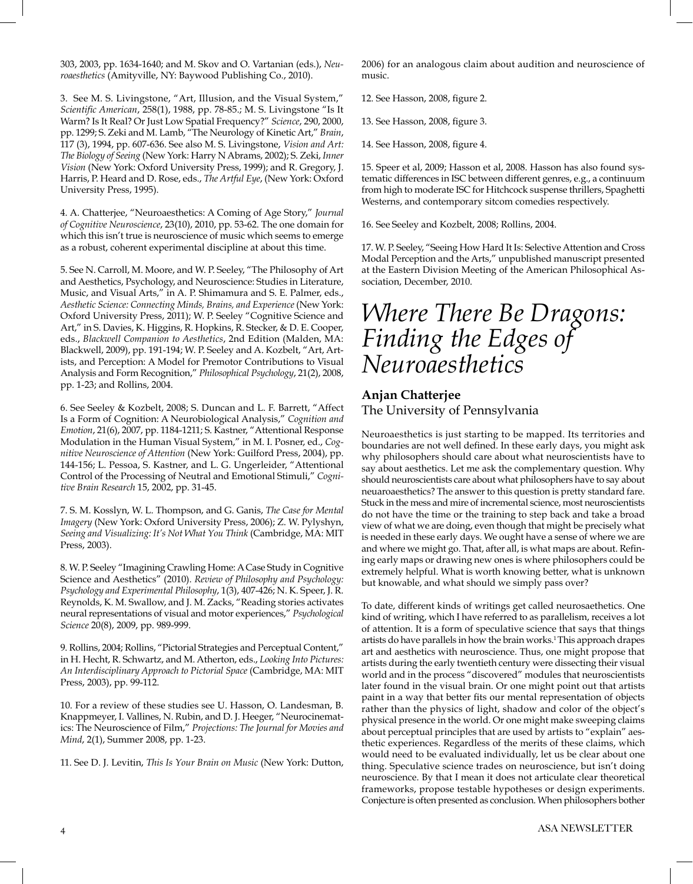303, 2003, pp. 1634-1640; and M. Skov and O. Vartanian (eds.), *Neuroaesthetics* (Amityville, NY: Baywood Publishing Co., 2010).

3. See M. S. Livingstone, "Art, Illusion, and the Visual System," *Scientific American*, 258(1), 1988, pp. 78-85.; M. S. Livingstone "Is It Warm? Is It Real? Or Just Low Spatial Frequency?" *Science*, 290, 2000, pp. 1299; S. Zeki and M. Lamb, "The Neurology of Kinetic Art," *Brain*, 117 (3), 1994, pp. 607-636. See also M. S. Livingstone, *Vision and Art: The Biology of Seeing* (New York: Harry N Abrams, 2002); S. Zeki, *Inner Vision* (New York: Oxford University Press, 1999); and R. Gregory, J. Harris, P. Heard and D. Rose, eds., *The Artful Eye*, (New York: Oxford University Press, 1995).

4. A. Chatterjee, "Neuroaesthetics: A Coming of Age Story," *Journal of Cognitive Neuroscience*, 23(10), 2010, pp. 53-62. The one domain for which this isn't true is neuroscience of music which seems to emerge as a robust, coherent experimental discipline at about this time.

5. See N. Carroll, M. Moore, and W. P. Seeley, "The Philosophy of Art and Aesthetics, Psychology, and Neuroscience: Studies in Literature, Music, and Visual Arts," in A. P. Shimamura and S. E. Palmer, eds., *Aesthetic Science: Connecting Minds, Brains, and Experience* (New York: Oxford University Press, 2011); W. P. Seeley "Cognitive Science and Art," in S. Davies, K. Higgins, R. Hopkins, R. Stecker, & D. E. Cooper, eds., *Blackwell Companion to Aesthetics*, 2nd Edition (Malden, MA: Blackwell, 2009), pp. 191-194; W. P. Seeley and A. Kozbelt, "Art, Artists, and Perception: A Model for Premotor Contributions to Visual Analysis and Form Recognition," *Philosophical Psychology*, 21(2), 2008, pp. 1-23; and Rollins, 2004.

6. See Seeley & Kozbelt, 2008; S. Duncan and L. F. Barrett, "Affect Is a Form of Cognition: A Neurobiological Analysis," *Cognition and Emotion*, 21(6), 2007, pp. 1184-1211; S. Kastner, "Attentional Response Modulation in the Human Visual System," in M. I. Posner, ed., *Cognitive Neuroscience of Attention* (New York: Guilford Press, 2004), pp. 144-156; L. Pessoa, S. Kastner, and L. G. Ungerleider, "Attentional Control of the Processing of Neutral and Emotional Stimuli," *Cognitive Brain Research* 15, 2002, pp. 31-45.

7. S. M. Kosslyn, W. L. Thompson, and G. Ganis, *The Case for Mental Imagery* (New York: Oxford University Press, 2006); Z. W. Pylyshyn, *Seeing and Visualizing: It's Not What You Think* (Cambridge, MA: MIT Press, 2003).

8. W. P. Seeley "Imagining Crawling Home: A Case Study in Cognitive Science and Aesthetics" (2010). *Review of Philosophy and Psychology: Psychology and Experimental Philosophy*, 1(3), 407-426; N. K. Speer, J. R. Reynolds, K. M. Swallow, and J. M. Zacks, "Reading stories activates neural representations of visual and motor experiences," *Psychological Science* 20(8), 2009, pp. 989-999.

9. Rollins, 2004; Rollins, "Pictorial Strategies and Perceptual Content," in H. Hecht, R. Schwartz, and M. Atherton, eds., *Looking Into Pictures: An Interdisciplinary Approach to Pictorial Space* (Cambridge, MA: MIT Press, 2003), pp. 99-112.

10. For a review of these studies see U. Hasson, O. Landesman, B. Knappmeyer, I. Vallines, N. Rubin, and D. J. Heeger, "Neurocinematics: The Neuroscience of Film," *Projections: The Journal for Movies and Mind*, 2(1), Summer 2008, pp. 1-23.

11. See D. J. Levitin, *This Is Your Brain on Music* (New York: Dutton, 2006) for an analogous claim about audition and neuroscience of music.

12. See Hasson, 2008, figure 2.

13. See Hasson, 2008, figure 3.

14. See Hasson, 2008, figure 4.

15. Speer et al, 2009; Hasson et al, 2008. Hasson has also found systematic differences in ISC between different genres, e.g., a continuum from high to moderate ISC for Hitchcock suspense thrillers, Spaghetti Westerns, and contemporary sitcom comedies respectively.

16. See Seeley and Kozbelt, 2008; Rollins, 2004.

17. W. P. Seeley, "Seeing How Hard It Is: Selective Attention and Cross Modal Perception and the Arts," unpublished manuscript presented at the Eastern Division Meeting of the American Philosophical Association, December, 2010.

# *Where There Be Dragons: Finding the Edges of Neuroaesthetics*

**Anjan Chatterjee**
The University of Pennsylvania

Neuroaesthetics is just starting to be mapped. Its territories and boundaries are not well defined. In these early days, you might ask why philosophers should care about what neuroscientists have to say about aesthetics. Let me ask the complementary question. Why should neuroscientists care about what philosophers have to say about neuaroaesthetics? The answer to this question is pretty standard fare. Stuck in the mess and mire of incremental science, most neuroscientists do not have the time or the training to step back and take a broad view of what we are doing, even though that might be precisely what is needed in these early days. We ought have a sense of where we are and where we might go. That, after all, is what maps are about. Refining early maps or drawing new ones is where philosophers could be extremely helpful. What is worth knowing better, what is unknown but knowable, and what should we simply pass over?

To date, different kinds of writings get called neurosaethetics. One kind of writing, which I have referred to as parallelism, receives a lot of attention. It is a form of speculative science that says that things artists do have parallels in how the brain works.[1] This approach drapes art and aesthetics with neuroscience. Thus, one might propose that artists during the early twentieth century were dissecting their visual world and in the process "discovered" modules that neuroscientists later found in the visual brain. Or one might point out that artists paint in a way that better fits our mental representation of objects rather than the physics of light, shadow and color of the object's physical presence in the world. Or one might make sweeping claims about perceptual principles that are used by artists to "explain" aesthetic experiences. Regardless of the merits of these claims, which would need to be evaluated individually, let us be clear about one thing. Speculative science trades on neuroscience, but isn't doing neuroscience. By that I mean it does not articulate clear theoretical frameworks, propose testable hypotheses or design experiments. Conjecture is often presented as conclusion. When philosophers bother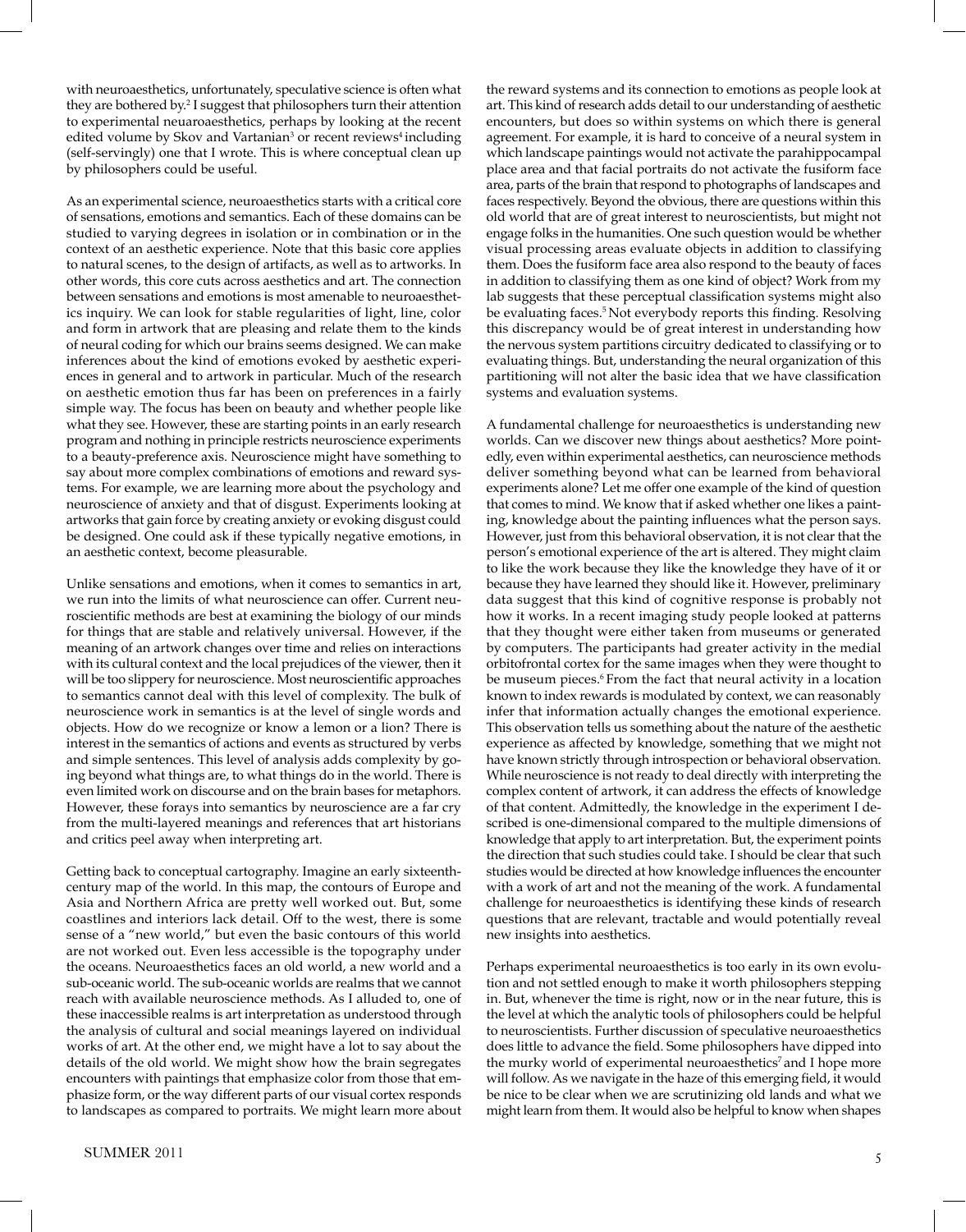with neuroaesthetics, unfortunately, speculative science is often what they are bothered by.[2] I suggest that philosophers turn their attention to experimental neuaroaesthetics, perhaps by looking at the recent edited volume by Skov and Vartanian[3] or recent reviews[4] including (self-servingly) one that I wrote. This is where conceptual clean up by philosophers could be useful.

As an experimental science, neuroaesthetics starts with a critical core of sensations, emotions and semantics. Each of these domains can be studied to varying degrees in isolation or in combination or in the context of an aesthetic experience. Note that this basic core applies to natural scenes, to the design of artifacts, as well as to artworks. In other words, this core cuts across aesthetics and art. The connection between sensations and emotions is most amenable to neuroaesthetics inquiry. We can look for stable regularities of light, line, color and form in artwork that are pleasing and relate them to the kinds of neural coding for which our brains seems designed. We can make inferences about the kind of emotions evoked by aesthetic experiences in general and to artwork in particular. Much of the research on aesthetic emotion thus far has been on preferences in a fairly simple way. The focus has been on beauty and whether people like what they see. However, these are starting points in an early research program and nothing in principle restricts neuroscience experiments to a beauty-preference axis. Neuroscience might have something to say about more complex combinations of emotions and reward systems. For example, we are learning more about the psychology and neuroscience of anxiety and that of disgust. Experiments looking at artworks that gain force by creating anxiety or evoking disgust could be designed. One could ask if these typically negative emotions, in an aesthetic context, become pleasurable.

Unlike sensations and emotions, when it comes to semantics in art, we run into the limits of what neuroscience can offer. Current neuroscientific methods are best at examining the biology of our minds for things that are stable and relatively universal. However, if the meaning of an artwork changes over time and relies on interactions with its cultural context and the local prejudices of the viewer, then it will be too slippery for neuroscience. Most neuroscientific approaches to semantics cannot deal with this level of complexity. The bulk of neuroscience work in semantics is at the level of single words and objects. How do we recognize or know a lemon or a lion? There is interest in the semantics of actions and events as structured by verbs and simple sentences. This level of analysis adds complexity by going beyond what things are, to what things do in the world. There is even limited work on discourse and on the brain bases for metaphors. However, these forays into semantics by neuroscience are a far cry from the multi-layered meanings and references that art historians and critics peel away when interpreting art.

Getting back to conceptual cartography. Imagine an early sixteenth-century map of the world. In this map, the contours of Europe and Asia and Northern Africa are pretty well worked out. But, some coastlines and interiors lack detail. Off to the west, there is some sense of a "new world," but even the basic contours of this world are not worked out. Even less accessible is the topography under the oceans. Neuroaesthetics faces an old world, a new world and a sub-oceanic world. The sub-oceanic worlds are realms that we cannot reach with available neuroscience methods. As I alluded to, one of these inaccessible realms is art interpretation as understood through the analysis of cultural and social meanings layered on individual works of art. At the other end, we might have a lot to say about the details of the old world. We might show how the brain segregates encounters with paintings that emphasize color from those that emphasize form, or the way different parts of our visual cortex responds to landscapes as compared to portraits. We might learn more about the reward systems and its connection to emotions as people look at art. This kind of research adds detail to our understanding of aesthetic encounters, but does so within systems on which there is general agreement. For example, it is hard to conceive of a neural system in which landscape paintings would not activate the parahippocampal place area and that facial portraits do not activate the fusiform face area, parts of the brain that respond to photographs of landscapes and faces respectively. Beyond the obvious, there are questions within this old world that are of great interest to neuroscientists, but might not engage folks in the humanities. One such question would be whether visual processing areas evaluate objects in addition to classifying them. Does the fusiform face area also respond to the beauty of faces in addition to classifying them as one kind of object? Work from my lab suggests that these perceptual classification systems might also be evaluating faces.[5] Not everybody reports this finding. Resolving this discrepancy would be of great interest in understanding how the nervous system partitions circuitry dedicated to classifying or to evaluating things. But, understanding the neural organization of this partitioning will not alter the basic idea that we have classification systems and evaluation systems.

A fundamental challenge for neuroaesthetics is understanding new worlds. Can we discover new things about aesthetics? More pointedly, even within experimental aesthetics, can neuroscience methods deliver something beyond what can be learned from behavioral experiments alone? Let me offer one example of the kind of question that comes to mind. We know that if asked whether one likes a painting, knowledge about the painting influences what the person says. However, just from this behavioral observation, it is not clear that the person's emotional experience of the art is altered. They might claim to like the work because they like the knowledge they have of it or because they have learned they should like it. However, preliminary data suggest that this kind of cognitive response is probably not how it works. In a recent imaging study people looked at patterns that they thought were either taken from museums or generated by computers. The participants had greater activity in the medial orbitofrontal cortex for the same images when they were thought to be museum pieces.[6] From the fact that neural activity in a location known to index rewards is modulated by context, we can reasonably infer that information actually changes the emotional experience. This observation tells us something about the nature of the aesthetic experience as affected by knowledge, something that we might not have known strictly through introspection or behavioral observation. While neuroscience is not ready to deal directly with interpreting the complex content of artwork, it can address the effects of knowledge of that content. Admittedly, the knowledge in the experiment I described is one-dimensional compared to the multiple dimensions of knowledge that apply to art interpretation. But, the experiment points the direction that such studies could take. I should be clear that such studies would be directed at how knowledge influences the encounter with a work of art and not the meaning of the work. A fundamental challenge for neuroaesthetics is identifying these kinds of research questions that are relevant, tractable and would potentially reveal new insights into aesthetics.

Perhaps experimental neuroaesthetics is too early in its own evolution and not settled enough to make it worth philosophers stepping in. But, whenever the time is right, now or in the near future, this is the level at which the analytic tools of philosophers could be helpful to neuroscientists. Further discussion of speculative neuroaesthetics does little to advance the field. Some philosophers have dipped into the murky world of experimental neuroaesthetics[7] and I hope more will follow. As we navigate in the haze of this emerging field, it would be nice to be clear when we are scrutinizing old lands and what we might learn from them. It would also be helpful to know when shapes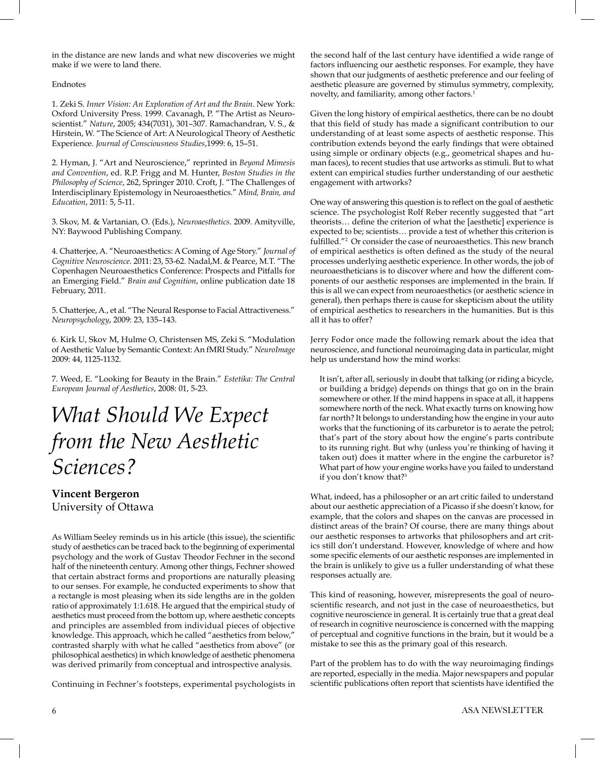in the distance are new lands and what new discoveries we might make if we were to land there.

Endnotes

1. Zeki S. *Inner Vision: An Exploration of Art and the Brain*. New York: Oxford University Press. 1999. Cavanagh, P. "The Artist as Neuroscientist." *Nature*, 2005; 434(7031), 301–307. Ramachandran, V. S., & Hirstein, W. "The Science of Art: A Neurological Theory of Aesthetic Experience. *Journal of Consciousness Studies*,1999: 6, 15–51.

2. Hyman, J. "Art and Neuroscience," reprinted in *Beyond Mimesis and Convention*, ed. R.P. Frigg and M. Hunter, *Boston Studies in the Philosophy of Science*, 262, Springer 2010. Croft, J. "The Challenges of Interdisciplinary Epistemology in Neuroaesthetics." *Mind, Brain, and Education*, 2011: 5, 5-11.

3. Skov, M. & Vartanian, O. (Eds.), *Neuroaesthetics*. 2009. Amityville, NY: Baywood Publishing Company.

4. Chatterjee, A. "Neuroaesthetics: A Coming of Age Story." *Journal of Cognitive Neuroscience*. 2011: 23, 53-62. Nadal,M. & Pearce, M.T. "The Copenhagen Neuroaesthetics Conference: Prospects and Pitfalls for an Emerging Field." *Brain and Cognition*, online publication date 18 February, 2011.

5. Chatterjee, A., et al. "The Neural Response to Facial Attractiveness." *Neuropsychology*, 2009: 23, 135–143.

6. Kirk U, Skov M, Hulme O, Christensen MS, Zeki S. "Modulation of Aesthetic Value by Semantic Context: An fMRI Study." *NeuroImage* 2009: 44, 1125-1132.

7. Weed, E. "Looking for Beauty in the Brain." *Estetika: The Central European Journal of Aesthetics*, 2008: 01, 5-23.

# *What Should We Expect from the New Aesthetic Sciences?*

**Vincent Bergeron**
University of Ottawa

As William Seeley reminds us in his article (this issue), the scientific study of aesthetics can be traced back to the beginning of experimental psychology and the work of Gustav Theodor Fechner in the second half of the nineteenth century. Among other things, Fechner showed that certain abstract forms and proportions are naturally pleasing to our senses. For example, he conducted experiments to show that a rectangle is most pleasing when its side lengths are in the golden ratio of approximately 1:1.618. He argued that the empirical study of aesthetics must proceed from the bottom up, where aesthetic concepts and principles are assembled from individual pieces of objective knowledge. This approach, which he called "aesthetics from below," contrasted sharply with what he called "aesthetics from above" (or philosophical aesthetics) in which knowledge of aesthetic phenomena was derived primarily from conceptual and introspective analysis.

Continuing in Fechner's footsteps, experimental psychologists in the second half of the last century have identified a wide range of factors influencing our aesthetic responses. For example, they have shown that our judgments of aesthetic preference and our feeling of aesthetic pleasure are governed by stimulus symmetry, complexity, novelty, and familiarity, among other factors.[1]

Given the long history of empirical aesthetics, there can be no doubt that this field of study has made a significant contribution to our understanding of at least some aspects of aesthetic response. This contribution extends beyond the early findings that were obtained using simple or ordinary objects (e.g., geometrical shapes and human faces), to recent studies that use artworks as stimuli. But to what extent can empirical studies further understanding of our aesthetic engagement with artworks?

One way of answering this question is to reflect on the goal of aesthetic science. The psychologist Rolf Reber recently suggested that "art theorists… define the criterion of what the [aesthetic] experience is expected to be; scientists… provide a test of whether this criterion is fulfilled."[2] Or consider the case of neuroaesthetics. This new branch of empirical aesthetics is often defined as the study of the neural processes underlying aesthetic experience. In other words, the job of neuroaestheticians is to discover where and how the different components of our aesthetic responses are implemented in the brain. If this is all we can expect from neuroaesthetics (or aesthetic science in general), then perhaps there is cause for skepticism about the utility of empirical aesthetics to researchers in the humanities. But is this all it has to offer?

Jerry Fodor once made the following remark about the idea that neuroscience, and functional neuroimaging data in particular, might help us understand how the mind works:

> It isn't, after all, seriously in doubt that talking (or riding a bicycle, or building a bridge) depends on things that go on in the brain somewhere or other. If the mind happens in space at all, it happens somewhere north of the neck. What exactly turns on knowing how far north? It belongs to understanding how the engine in your auto works that the functioning of its carburetor is to aerate the petrol; that's part of the story about how the engine's parts contribute to its running right. But why (unless you're thinking of having it taken out) does it matter where in the engine the carburetor is? What part of how your engine works have you failed to understand if you don't know that?[3]

What, indeed, has a philosopher or an art critic failed to understand about our aesthetic appreciation of a Picasso if she doesn't know, for example, that the colors and shapes on the canvas are processed in distinct areas of the brain? Of course, there are many things about our aesthetic responses to artworks that philosophers and art critics still don't understand. However, knowledge of where and how some specific elements of our aesthetic responses are implemented in the brain is unlikely to give us a fuller understanding of what these responses actually are.

This kind of reasoning, however, misrepresents the goal of neuroscientific research, and not just in the case of neuroaesthetics, but cognitive neuroscience in general. It is certainly true that a great deal of research in cognitive neuroscience is concerned with the mapping of perceptual and cognitive functions in the brain, but it would be a mistake to see this as the primary goal of this research.

Part of the problem has to do with the way neuroimaging findings are reported, especially in the media. Major newspapers and popular scientific publications often report that scientists have identified the